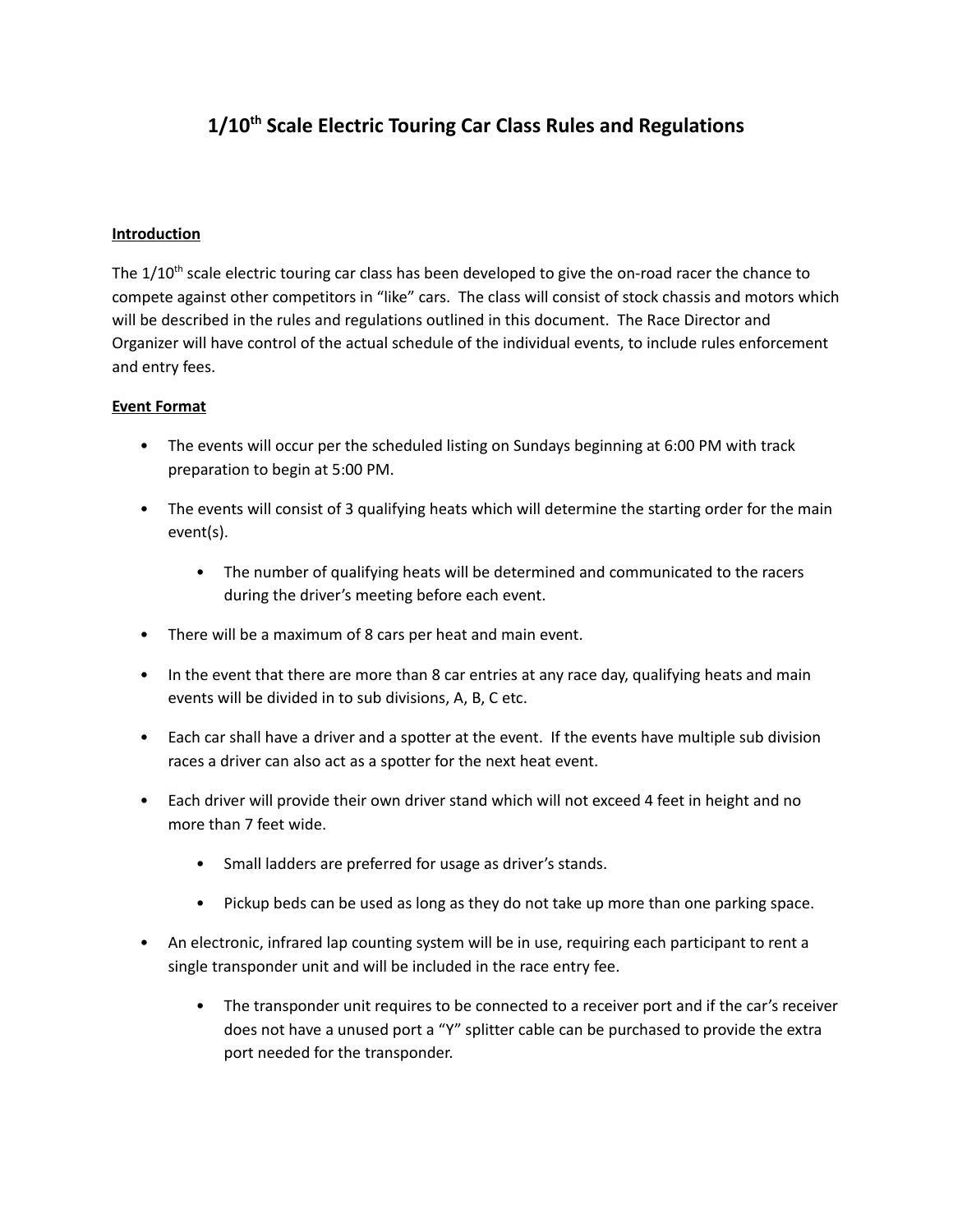# 1/10th Scale Electric Touring Car Class Rules and Regulations

## Introduction

The 1/10th scale electric touring car class has been developed to give the on-road racer the chance to compete against other competitors in "like" cars. The class will consist of stock chassis and motors which will be described in the rules and regulations outlined in this document. The Race Director and Organizer will have control of the actual schedule of the individual events, to include rules enforcement and entry fees.

## Event Format

- The events will occur per the scheduled listing on Sundays beginning at 6:00 PM with track preparation to begin at 5:00 PM.
- The events will consist of 3 qualifying heats which will determine the starting order for the main event(s).
    - The number of qualifying heats will be determined and communicated to the racers during the driver's meeting before each event.
- There will be a maximum of 8 cars per heat and main event.
- In the event that there are more than 8 car entries at any race day, qualifying heats and main events will be divided in to sub divisions, A, B, C etc.
- Each car shall have a driver and a spotter at the event. If the events have multiple sub division races a driver can also act as a spotter for the next heat event.
- Each driver will provide their own driver stand which will not exceed 4 feet in height and no more than 7 feet wide.
    - Small ladders are preferred for usage as driver's stands.
    - Pickup beds can be used as long as they do not take up more than one parking space.
- An electronic, infrared lap counting system will be in use, requiring each participant to rent a single transponder unit and will be included in the race entry fee.
    - The transponder unit requires to be connected to a receiver port and if the car's receiver does not have a unused port a "Y" splitter cable can be purchased to provide the extra port needed for the transponder.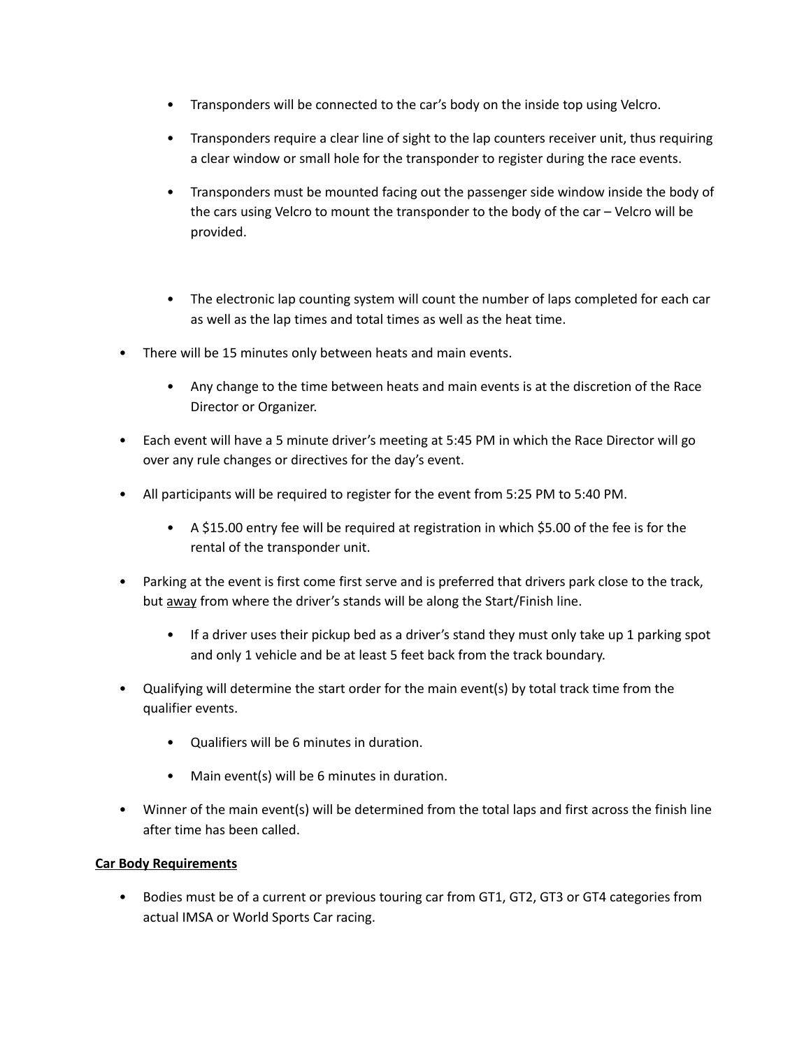- Transponders will be connected to the car's body on the inside top using Velcro.
  - Transponders require a clear line of sight to the lap counters receiver unit, thus requiring a clear window or small hole for the transponder to register during the race events.
  - Transponders must be mounted facing out the passenger side window inside the body of the cars using Velcro to mount the transponder to the body of the car – Velcro will be provided.
  - The electronic lap counting system will count the number of laps completed for each car as well as the lap times and total times as well as the heat time.
- There will be 15 minutes only between heats and main events.
  - Any change to the time between heats and main events is at the discretion of the Race Director or Organizer.
- Each event will have a 5 minute driver's meeting at 5:45 PM in which the Race Director will go over any rule changes or directives for the day's event.
- All participants will be required to register for the event from 5:25 PM to 5:40 PM.
  - A $15.00 entry fee will be required at registration in which $5.00 of the fee is for the rental of the transponder unit.
- Parking at the event is first come first serve and is preferred that drivers park close to the track, but <u>away</u> from where the driver's stands will be along the Start/Finish line.
  - If a driver uses their pickup bed as a driver's stand they must only take up 1 parking spot and only 1 vehicle and be at least 5 feet back from the track boundary.
- Qualifying will determine the start order for the main event(s) by total track time from the qualifier events.
  - Qualifiers will be 6 minutes in duration.
  - Main event(s) will be 6 minutes in duration.
- Winner of the main event(s) will be determined from the total laps and first across the finish line after time has been called.

**<u>Car Body Requirements</u>**

- Bodies must be of a current or previous touring car from GT1, GT2, GT3 or GT4 categories from actual IMSA or World Sports Car racing.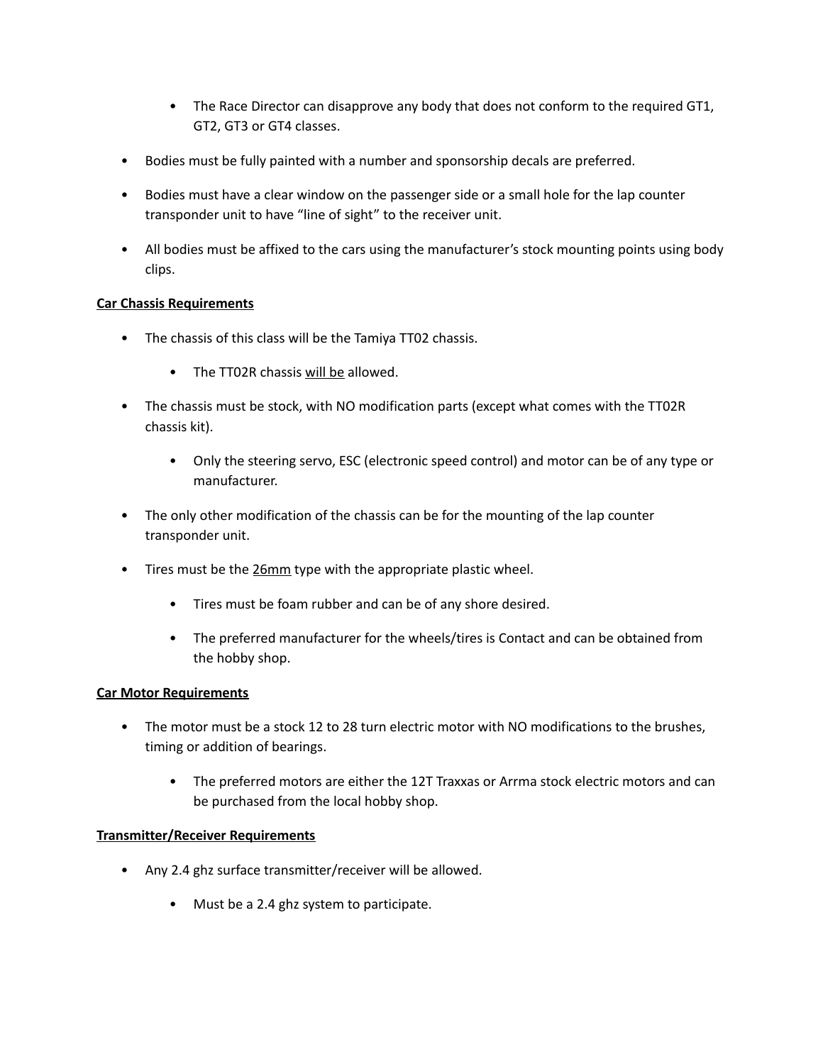- The Race Director can disapprove any body that does not conform to the required GT1, GT2, GT3 or GT4 classes.

- Bodies must be fully painted with a number and sponsorship decals are preferred.

- Bodies must have a clear window on the passenger side or a small hole for the lap counter transponder unit to have "line of sight" to the receiver unit.

- All bodies must be affixed to the cars using the manufacturer's stock mounting points using body clips.

**Car Chassis Requirements**

- The chassis of this class will be the Tamiya TT02 chassis.
  - The TT02R chassis <u>will be</u> allowed.

- The chassis must be stock, with NO modification parts (except what comes with the TT02R chassis kit).
  - Only the steering servo, ESC (electronic speed control) and motor can be of any type or manufacturer.

- The only other modification of the chassis can be for the mounting of the lap counter transponder unit.

- Tires must be the <u>26mm</u> type with the appropriate plastic wheel.
  - Tires must be foam rubber and can be of any shore desired.
  - The preferred manufacturer for the wheels/tires is Contact and can be obtained from the hobby shop.

**Car Motor Requirements**

- The motor must be a stock 12 to 28 turn electric motor with NO modifications to the brushes, timing or addition of bearings.
  - The preferred motors are either the 12T Traxxas or Arrma stock electric motors and can be purchased from the local hobby shop.

**Transmitter/Receiver Requirements**

- Any 2.4 ghz surface transmitter/receiver will be allowed.
  - Must be a 2.4 ghz system to participate.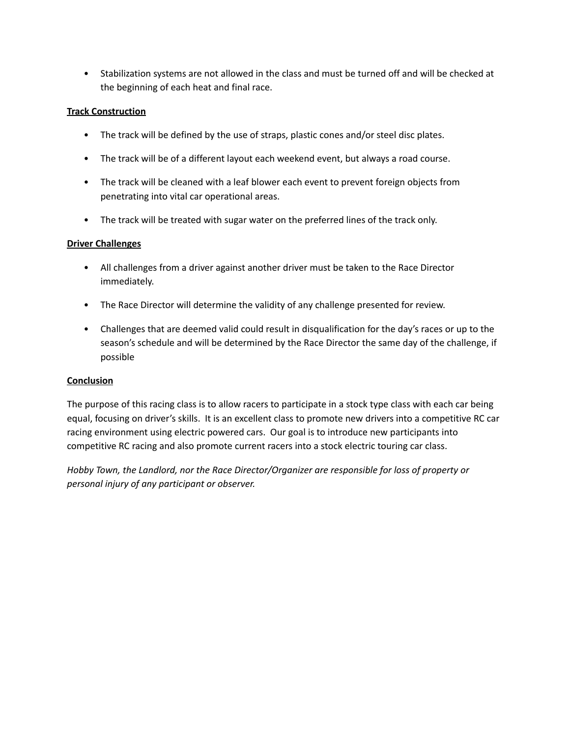- Stabilization systems are not allowed in the class and must be turned off and will be checked at the beginning of each heat and final race.

**Track Construction**

- The track will be defined by the use of straps, plastic cones and/or steel disc plates.
- The track will be of a different layout each weekend event, but always a road course.
- The track will be cleaned with a leaf blower each event to prevent foreign objects from penetrating into vital car operational areas.
- The track will be treated with sugar water on the preferred lines of the track only.

**Driver Challenges**

- All challenges from a driver against another driver must be taken to the Race Director immediately.
- The Race Director will determine the validity of any challenge presented for review.
- Challenges that are deemed valid could result in disqualification for the day's races or up to the season's schedule and will be determined by the Race Director the same day of the challenge, if possible

**Conclusion**

The purpose of this racing class is to allow racers to participate in a stock type class with each car being equal, focusing on driver's skills. It is an excellent class to promote new drivers into a competitive RC car racing environment using electric powered cars. Our goal is to introduce new participants into competitive RC racing and also promote current racers into a stock electric touring car class.

*Hobby Town, the Landlord, nor the Race Director/Organizer are responsible for loss of property or personal injury of any participant or observer.*